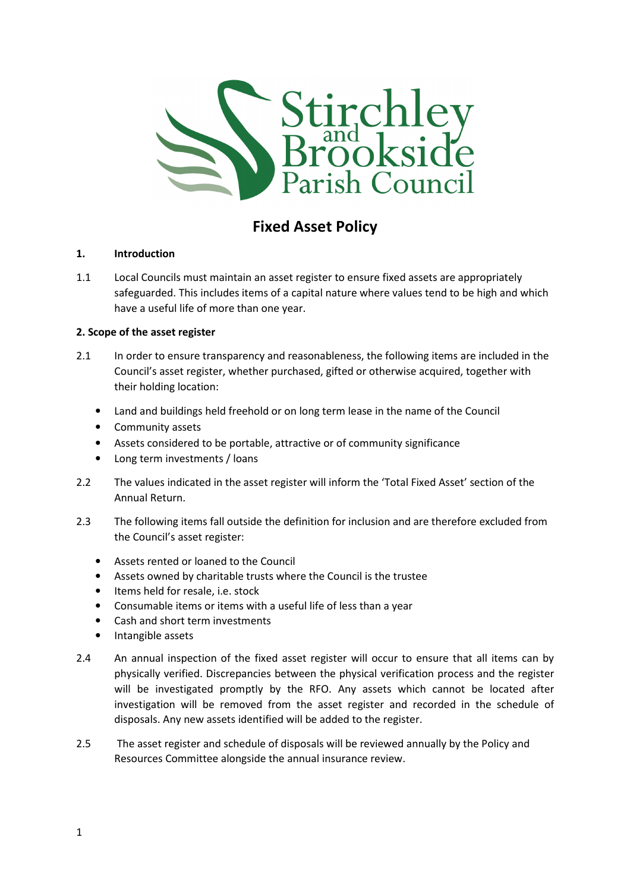Stirchley and Brookside Parish Council

# Fixed Asset Policy

## 1. Introduction

1.1 Local Councils must maintain an asset register to ensure fixed assets are appropriately safeguarded. This includes items of a capital nature where values tend to be high and which have a useful life of more than one year.

## 2. Scope of the asset register

2.1 In order to ensure transparency and reasonableness, the following items are included in the Council's asset register, whether purchased, gifted or otherwise acquired, together with their holding location:

- Land and buildings held freehold or on long term lease in the name of the Council
- Community assets
- Assets considered to be portable, attractive or of community significance
- Long term investments / loans

2.2 The values indicated in the asset register will inform the 'Total Fixed Asset' section of the Annual Return.

2.3 The following items fall outside the definition for inclusion and are therefore excluded from the Council's asset register:

- Assets rented or loaned to the Council
- Assets owned by charitable trusts where the Council is the trustee
- Items held for resale, i.e. stock
- Consumable items or items with a useful life of less than a year
- Cash and short term investments
- Intangible assets

2.4 An annual inspection of the fixed asset register will occur to ensure that all items can by physically verified. Discrepancies between the physical verification process and the register will be investigated promptly by the RFO. Any assets which cannot be located after investigation will be removed from the asset register and recorded in the schedule of disposals. Any new assets identified will be added to the register.

2.5 The asset register and schedule of disposals will be reviewed annually by the Policy and Resources Committee alongside the annual insurance review.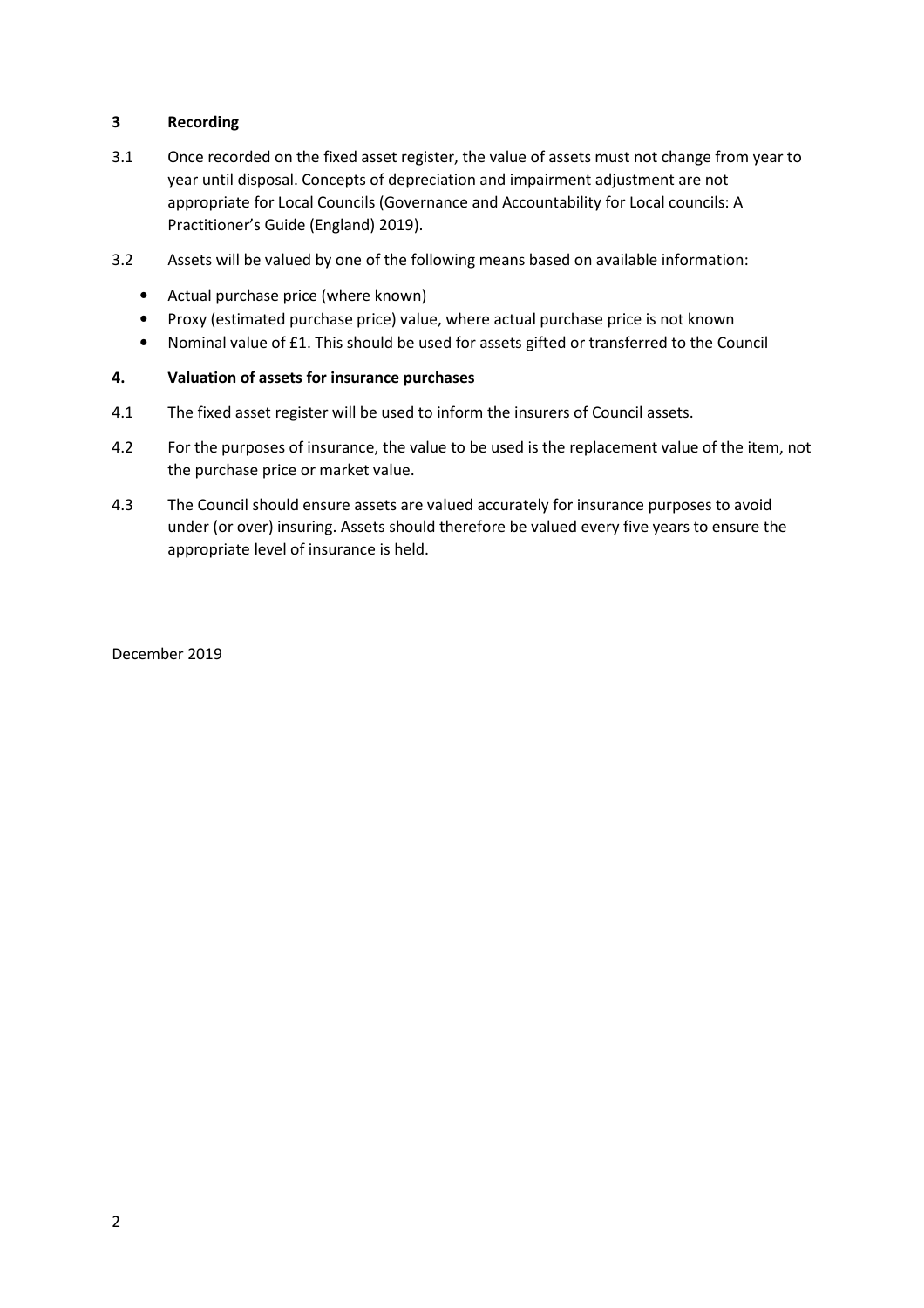## 3 Recording

3.1 Once recorded on the fixed asset register, the value of assets must not change from year to year until disposal. Concepts of depreciation and impairment adjustment are not appropriate for Local Councils (Governance and Accountability for Local councils: A Practitioner's Guide (England) 2019).

3.2 Assets will be valued by one of the following means based on available information:

- Actual purchase price (where known)
- Proxy (estimated purchase price) value, where actual purchase price is not known
- Nominal value of £1. This should be used for assets gifted or transferred to the Council

## 4. Valuation of assets for insurance purchases

4.1 The fixed asset register will be used to inform the insurers of Council assets.

4.2 For the purposes of insurance, the value to be used is the replacement value of the item, not the purchase price or market value.

4.3 The Council should ensure assets are valued accurately for insurance purposes to avoid under (or over) insuring. Assets should therefore be valued every five years to ensure the appropriate level of insurance is held.

December 2019